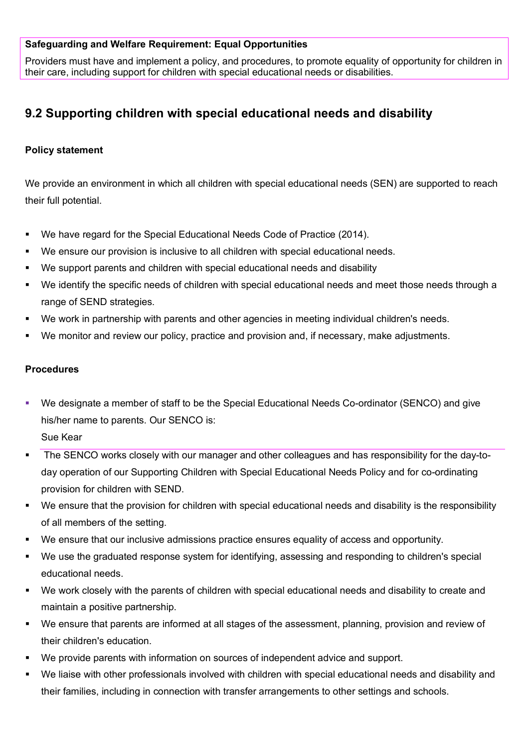**Safeguarding and Welfare Requirement: Equal Opportunities**

Providers must have and implement a policy, and procedures, to promote equality of opportunity for children in their care, including support for children with special educational needs or disabilities.

## 9.2 Supporting children with special educational needs and disability

**Policy statement**

We provide an environment in which all children with special educational needs (SEN) are supported to reach their full potential.

- We have regard for the Special Educational Needs Code of Practice (2014).
- We ensure our provision is inclusive to all children with special educational needs.
- We support parents and children with special educational needs and disability
- We identify the specific needs of children with special educational needs and meet those needs through a range of SEND strategies.
- We work in partnership with parents and other agencies in meeting individual children's needs.
- We monitor and review our policy, practice and provision and, if necessary, make adjustments.

**Procedures**

- We designate a member of staff to be the Special Educational Needs Co-ordinator (SENCO) and give his/her name to parents. Our SENCO is:
  Sue Kear
- The SENCO works closely with our manager and other colleagues and has responsibility for the day-to-day operation of our Supporting Children with Special Educational Needs Policy and for co-ordinating provision for children with SEND.
- We ensure that the provision for children with special educational needs and disability is the responsibility of all members of the setting.
- We ensure that our inclusive admissions practice ensures equality of access and opportunity.
- We use the graduated response system for identifying, assessing and responding to children's special educational needs.
- We work closely with the parents of children with special educational needs and disability to create and maintain a positive partnership.
- We ensure that parents are informed at all stages of the assessment, planning, provision and review of their children's education.
- We provide parents with information on sources of independent advice and support.
- We liaise with other professionals involved with children with special educational needs and disability and their families, including in connection with transfer arrangements to other settings and schools.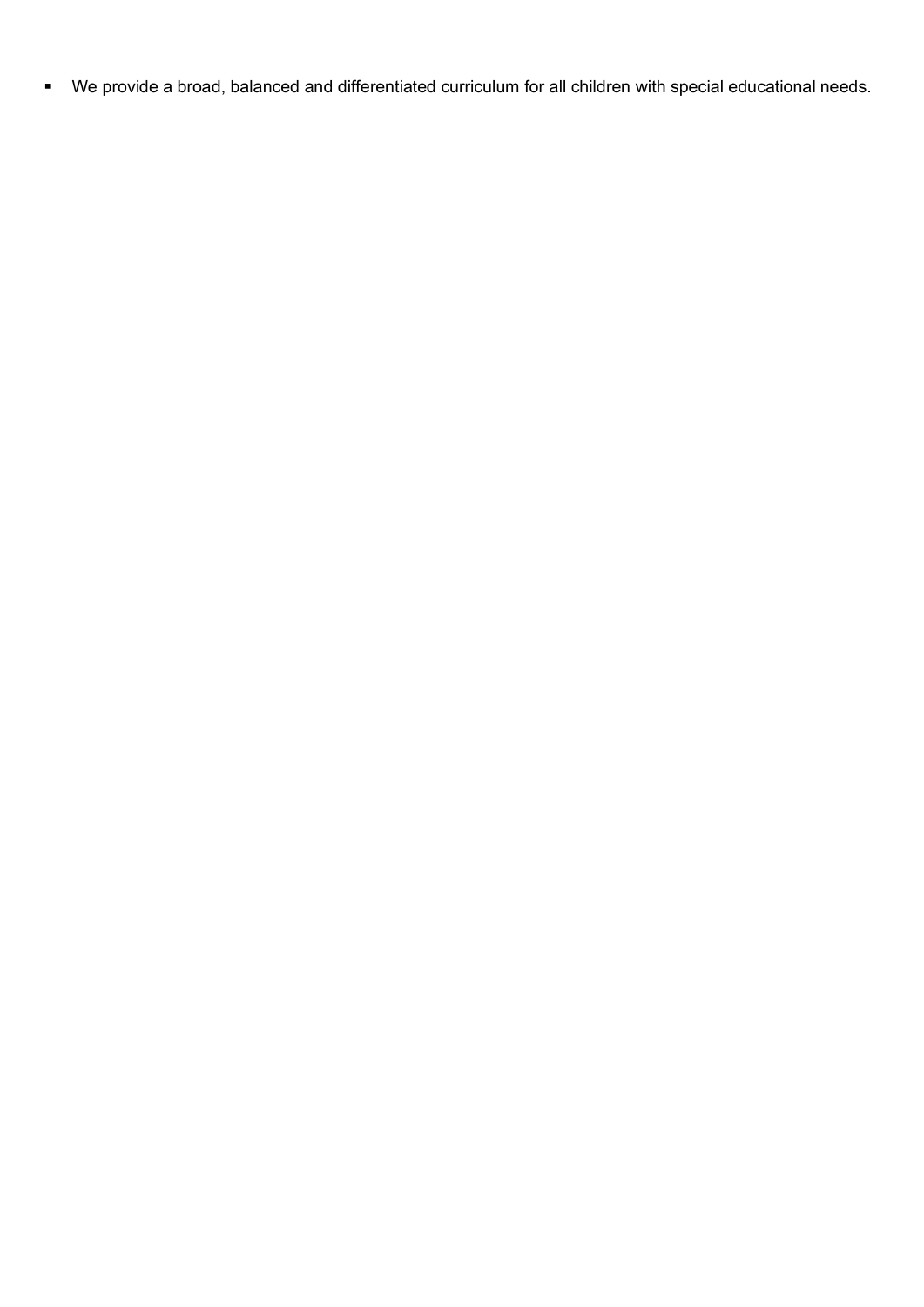- We provide a broad, balanced and differentiated curriculum for all children with special educational needs.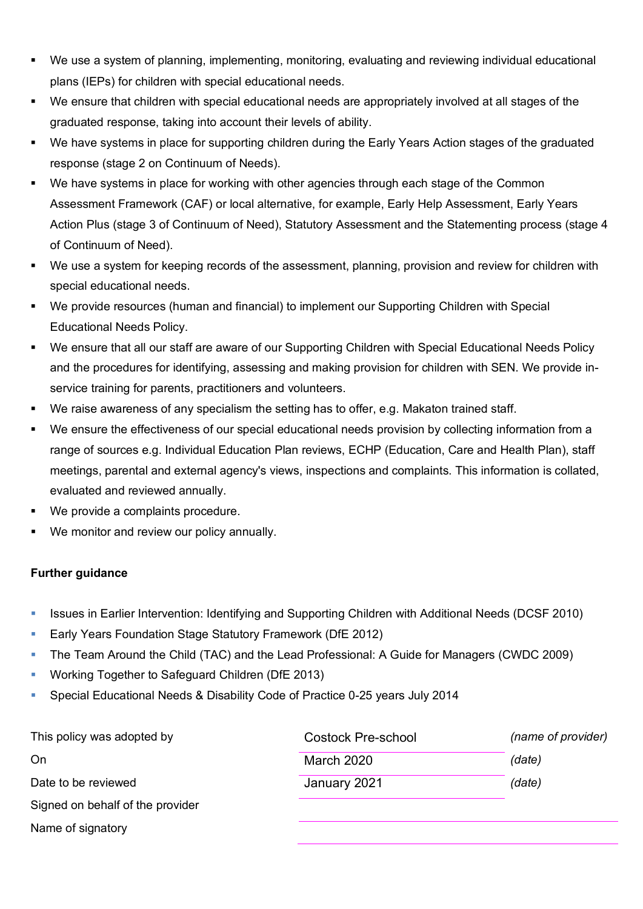- We use a system of planning, implementing, monitoring, evaluating and reviewing individual educational plans (IEPs) for children with special educational needs.
- We ensure that children with special educational needs are appropriately involved at all stages of the graduated response, taking into account their levels of ability.
- We have systems in place for supporting children during the Early Years Action stages of the graduated response (stage 2 on Continuum of Needs).
- We have systems in place for working with other agencies through each stage of the Common Assessment Framework (CAF) or local alternative, for example, Early Help Assessment, Early Years Action Plus (stage 3 of Continuum of Need), Statutory Assessment and the Statementing process (stage 4 of Continuum of Need).
- We use a system for keeping records of the assessment, planning, provision and review for children with special educational needs.
- We provide resources (human and financial) to implement our Supporting Children with Special Educational Needs Policy.
- We ensure that all our staff are aware of our Supporting Children with Special Educational Needs Policy and the procedures for identifying, assessing and making provision for children with SEN. We provide in-service training for parents, practitioners and volunteers.
- We raise awareness of any specialism the setting has to offer, e.g. Makaton trained staff.
- We ensure the effectiveness of our special educational needs provision by collecting information from a range of sources e.g. Individual Education Plan reviews, ECHP (Education, Care and Health Plan), staff meetings, parental and external agency's views, inspections and complaints. This information is collated, evaluated and reviewed annually.
- We provide a complaints procedure.
- We monitor and review our policy annually.

**Further guidance**

- Issues in Earlier Intervention: Identifying and Supporting Children with Additional Needs (DCSF 2010)
- Early Years Foundation Stage Statutory Framework (DfE 2012)
- The Team Around the Child (TAC) and the Lead Professional: A Guide for Managers (CWDC 2009)
- Working Together to Safeguard Children (DfE 2013)
- Special Educational Needs & Disability Code of Practice 0-25 years July 2014

| | | |
|---|---|---|
| This policy was adopted by | Costock Pre-school | *(name of provider)* |
| On | March 2020 | *(date)* |
| Date to be reviewed | January 2021 | *(date)* |
| Signed on behalf of the provider | | |
| Name of signatory | | |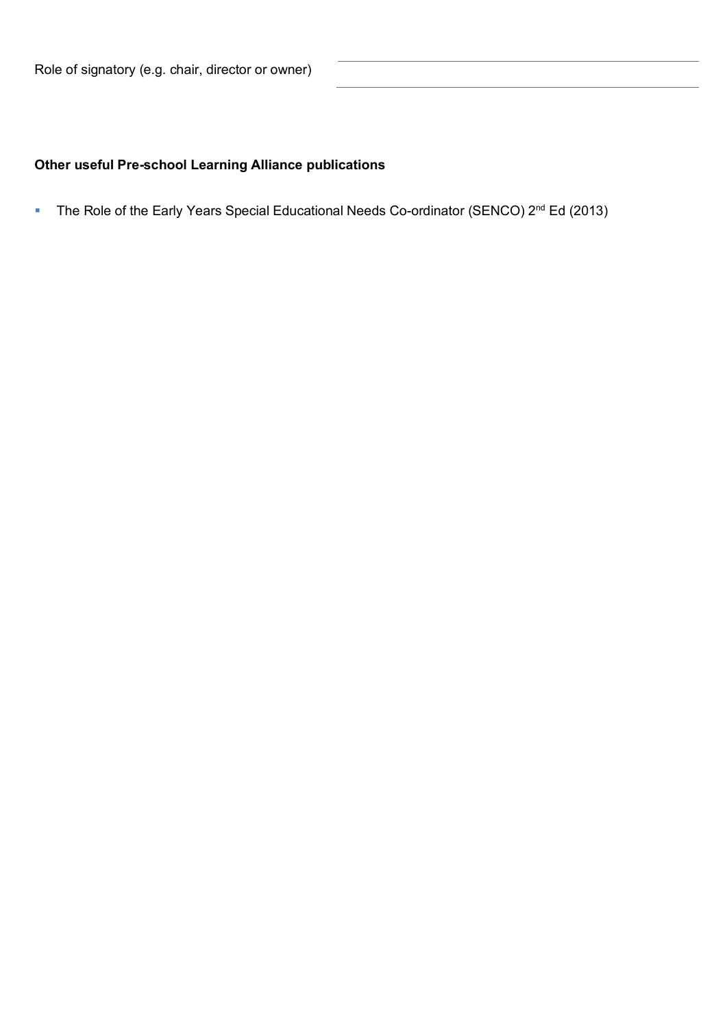Role of signatory (e.g. chair, director or owner) ______________________

**Other useful Pre-school Learning Alliance publications**

- The Role of the Early Years Special Educational Needs Co-ordinator (SENCO) 2nd Ed (2013)